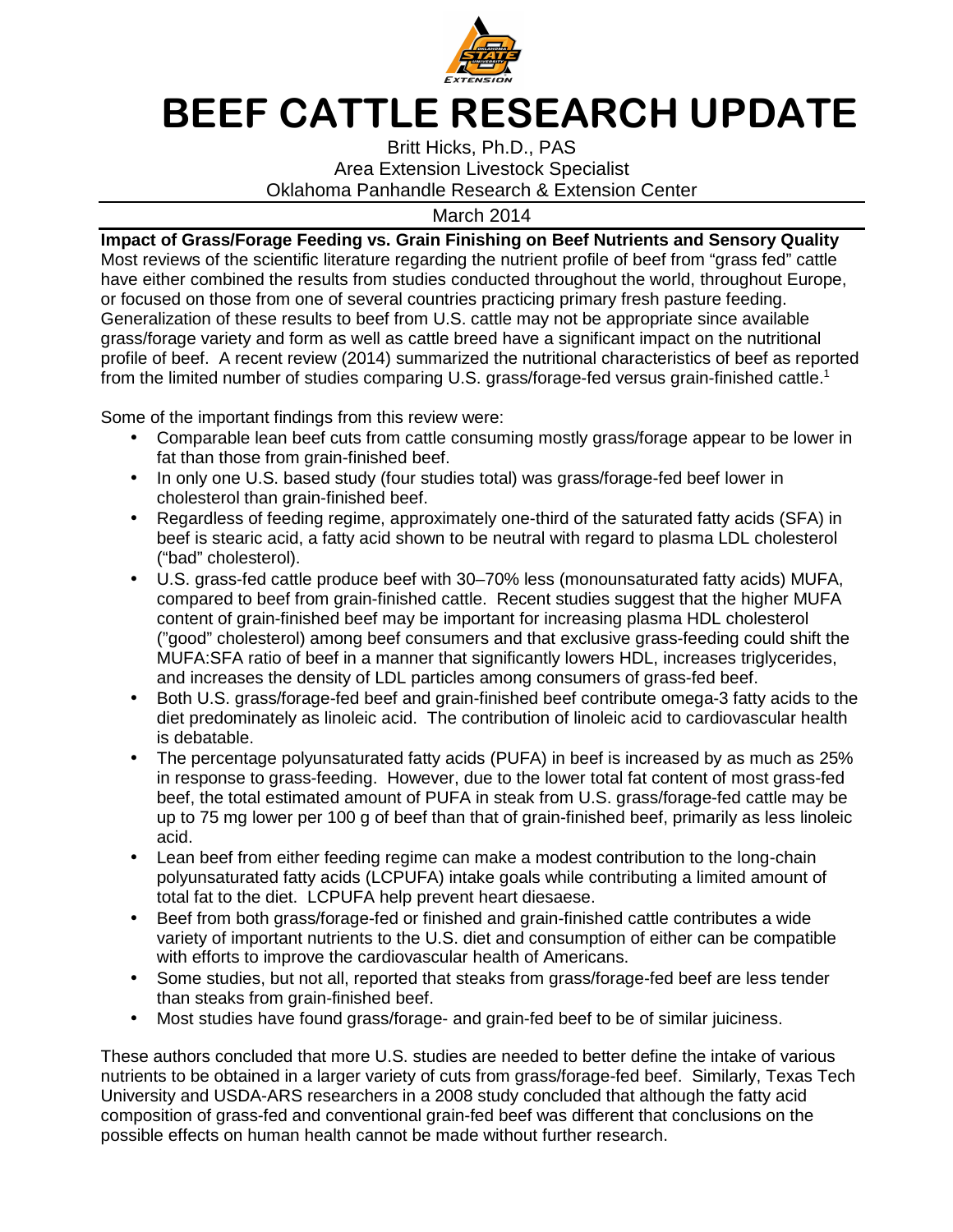# BEEF CATTLE RESEARCH UPDATE

Britt Hicks, Ph.D., PAS
Area Extension Livestock Specialist
Oklahoma Panhandle Research & Extension Center

March 2014

**Impact of Grass/Forage Feeding vs. Grain Finishing on Beef Nutrients and Sensory Quality**

Most reviews of the scientific literature regarding the nutrient profile of beef from "grass fed" cattle have either combined the results from studies conducted throughout the world, throughout Europe, or focused on those from one of several countries practicing primary fresh pasture feeding. Generalization of these results to beef from U.S. cattle may not be appropriate since available grass/forage variety and form as well as cattle breed have a significant impact on the nutritional profile of beef. A recent review (2014) summarized the nutritional characteristics of beef as reported from the limited number of studies comparing U.S. grass/forage-fed versus grain-finished cattle.[1]

Some of the important findings from this review were:

- Comparable lean beef cuts from cattle consuming mostly grass/forage appear to be lower in fat than those from grain-finished beef.
- In only one U.S. based study (four studies total) was grass/forage-fed beef lower in cholesterol than grain-finished beef.
- Regardless of feeding regime, approximately one-third of the saturated fatty acids (SFA) in beef is stearic acid, a fatty acid shown to be neutral with regard to plasma LDL cholesterol ("bad" cholesterol).
- U.S. grass-fed cattle produce beef with 30–70% less (monounsaturated fatty acids) MUFA, compared to beef from grain-finished cattle. Recent studies suggest that the higher MUFA content of grain-finished beef may be important for increasing plasma HDL cholesterol ("good" cholesterol) among beef consumers and that exclusive grass-feeding could shift the MUFA:SFA ratio of beef in a manner that significantly lowers HDL, increases triglycerides, and increases the density of LDL particles among consumers of grass-fed beef.
- Both U.S. grass/forage-fed beef and grain-finished beef contribute omega-3 fatty acids to the diet predominately as linoleic acid. The contribution of linoleic acid to cardiovascular health is debatable.
- The percentage polyunsaturated fatty acids (PUFA) in beef is increased by as much as 25% in response to grass-feeding. However, due to the lower total fat content of most grass-fed beef, the total estimated amount of PUFA in steak from U.S. grass/forage-fed cattle may be up to 75 mg lower per 100 g of beef than that of grain-finished beef, primarily as less linoleic acid.
- Lean beef from either feeding regime can make a modest contribution to the long-chain polyunsaturated fatty acids (LCPUFA) intake goals while contributing a limited amount of total fat to the diet. LCPUFA help prevent heart diesaese.
- Beef from both grass/forage-fed or finished and grain-finished cattle contributes a wide variety of important nutrients to the U.S. diet and consumption of either can be compatible with efforts to improve the cardiovascular health of Americans.
- Some studies, but not all, reported that steaks from grass/forage-fed beef are less tender than steaks from grain-finished beef.
- Most studies have found grass/forage- and grain-fed beef to be of similar juiciness.

These authors concluded that more U.S. studies are needed to better define the intake of various nutrients to be obtained in a larger variety of cuts from grass/forage-fed beef. Similarly, Texas Tech University and USDA-ARS researchers in a 2008 study concluded that although the fatty acid composition of grass-fed and conventional grain-fed beef was different that conclusions on the possible effects on human health cannot be made without further research.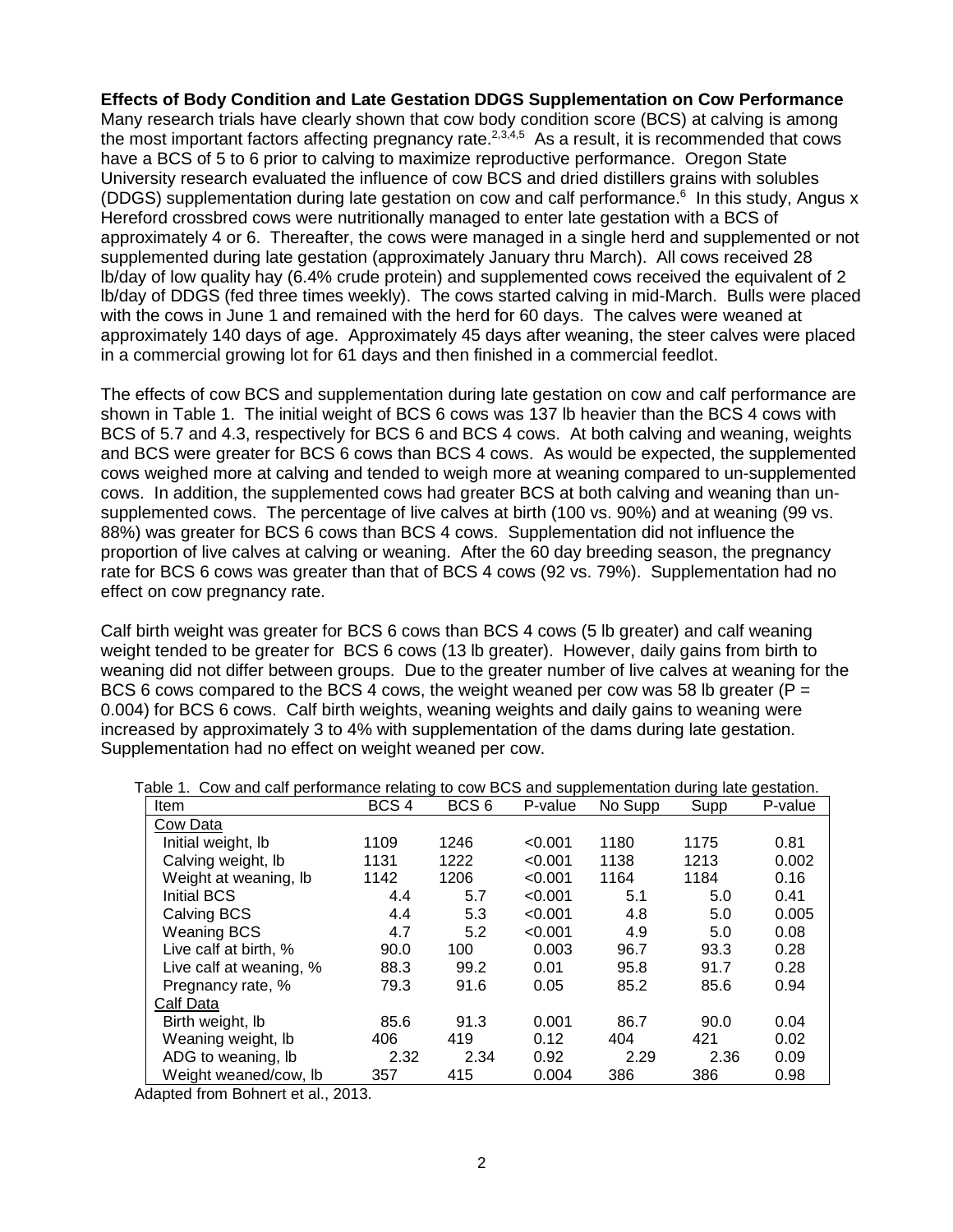**Effects of Body Condition and Late Gestation DDGS Supplementation on Cow Performance**

Many research trials have clearly shown that cow body condition score (BCS) at calving is among the most important factors affecting pregnancy rate.[2,3,4,5] As a result, it is recommended that cows have a BCS of 5 to 6 prior to calving to maximize reproductive performance. Oregon State University research evaluated the influence of cow BCS and dried distillers grains with solubles (DDGS) supplementation during late gestation on cow and calf performance.[6] In this study, Angus x Hereford crossbred cows were nutritionally managed to enter late gestation with a BCS of approximately 4 or 6. Thereafter, the cows were managed in a single herd and supplemented or not supplemented during late gestation (approximately January thru March). All cows received 28 lb/day of low quality hay (6.4% crude protein) and supplemented cows received the equivalent of 2 lb/day of DDGS (fed three times weekly). The cows started calving in mid-March. Bulls were placed with the cows in June 1 and remained with the herd for 60 days. The calves were weaned at approximately 140 days of age. Approximately 45 days after weaning, the steer calves were placed in a commercial growing lot for 61 days and then finished in a commercial feedlot.

The effects of cow BCS and supplementation during late gestation on cow and calf performance are shown in Table 1. The initial weight of BCS 6 cows was 137 lb heavier than the BCS 4 cows with BCS of 5.7 and 4.3, respectively for BCS 6 and BCS 4 cows. At both calving and weaning, weights and BCS were greater for BCS 6 cows than BCS 4 cows. As would be expected, the supplemented cows weighed more at calving and tended to weigh more at weaning compared to un-supplemented cows. In addition, the supplemented cows had greater BCS at both calving and weaning than un-supplemented cows. The percentage of live calves at birth (100 vs. 90%) and at weaning (99 vs. 88%) was greater for BCS 6 cows than BCS 4 cows. Supplementation did not influence the proportion of live calves at calving or weaning. After the 60 day breeding season, the pregnancy rate for BCS 6 cows was greater than that of BCS 4 cows (92 vs. 79%). Supplementation had no effect on cow pregnancy rate.

Calf birth weight was greater for BCS 6 cows than BCS 4 cows (5 lb greater) and calf weaning weight tended to be greater for BCS 6 cows (13 lb greater). However, daily gains from birth to weaning did not differ between groups. Due to the greater number of live calves at weaning for the BCS 6 cows compared to the BCS 4 cows, the weight weaned per cow was 58 lb greater ($P$ = 0.004) for BCS 6 cows. Calf birth weights, weaning weights and daily gains to weaning were increased by approximately 3 to 4% with supplementation of the dams during late gestation. Supplementation had no effect on weight weaned per cow.

Table 1. Cow and calf performance relating to cow BCS and supplementation during late gestation.

| Item | BCS 4 | BCS 6 | P-value | No Supp | Supp | P-value |
|---|---|---|---|---|---|---|
| Cow Data | | | | | | |
| Initial weight, lb | 1109 | 1246 | <0.001 | 1180 | 1175 | 0.81 |
| Calving weight, lb | 1131 | 1222 | <0.001 | 1138 | 1213 | 0.002 |
| Weight at weaning, lb | 1142 | 1206 | <0.001 | 1164 | 1184 | 0.16 |
| Initial BCS | 4.4 | 5.7 | <0.001 | 5.1 | 5.0 | 0.41 |
| Calving BCS | 4.4 | 5.3 | <0.001 | 4.8 | 5.0 | 0.005 |
| Weaning BCS | 4.7 | 5.2 | <0.001 | 4.9 | 5.0 | 0.08 |
| Live calf at birth, % | 90.0 | 100 | 0.003 | 96.7 | 93.3 | 0.28 |
| Live calf at weaning, % | 88.3 | 99.2 | 0.01 | 95.8 | 91.7 | 0.28 |
| Pregnancy rate, % | 79.3 | 91.6 | 0.05 | 85.2 | 85.6 | 0.94 |
| Calf Data | | | | | | |
| Birth weight, lb | 85.6 | 91.3 | 0.001 | 86.7 | 90.0 | 0.04 |
| Weaning weight, lb | 406 | 419 | 0.12 | 404 | 421 | 0.02 |
| ADG to weaning, lb | 2.32 | 2.34 | 0.92 | 2.29 | 2.36 | 0.09 |
| Weight weaned/cow, lb | 357 | 415 | 0.004 | 386 | 386 | 0.98 |

Adapted from Bohnert et al., 2013.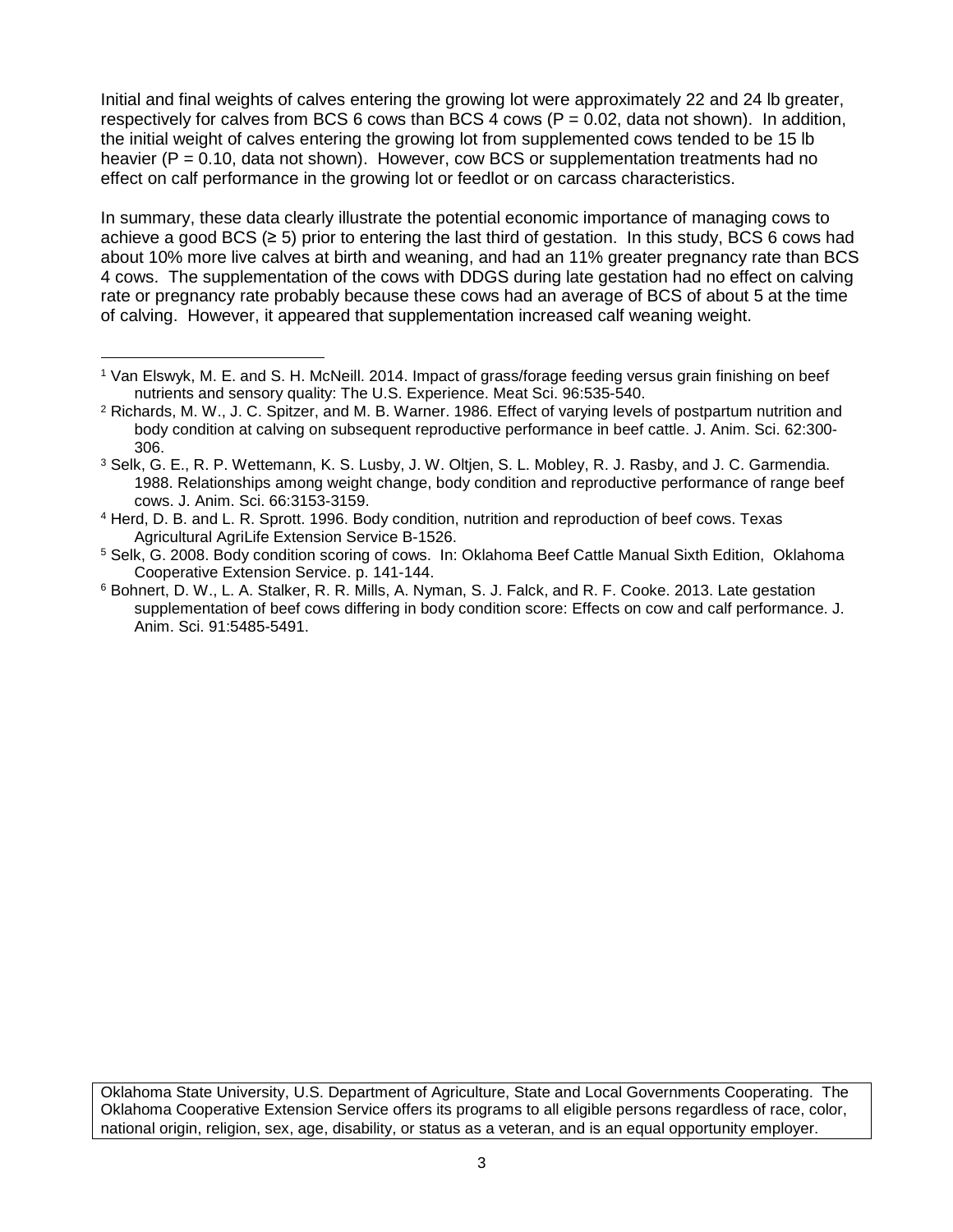Initial and final weights of calves entering the growing lot were approximately 22 and 24 lb greater, respectively for calves from BCS 6 cows than BCS 4 cows ($P = 0.02$, data not shown). In addition, the initial weight of calves entering the growing lot from supplemented cows tended to be 15 lb heavier ($P = 0.10$, data not shown). However, cow BCS or supplementation treatments had no effect on calf performance in the growing lot or feedlot or on carcass characteristics.

In summary, these data clearly illustrate the potential economic importance of managing cows to achieve a good BCS (≥ 5) prior to entering the last third of gestation. In this study, BCS 6 cows had about 10% more live calves at birth and weaning, and had an 11% greater pregnancy rate than BCS 4 cows. The supplementation of the cows with DDGS during late gestation had no effect on calving rate or pregnancy rate probably because these cows had an average of BCS of about 5 at the time of calving. However, it appeared that supplementation increased calf weaning weight.

---

[1] Van Elswyk, M. E. and S. H. McNeill. 2014. Impact of grass/forage feeding versus grain finishing on beef nutrients and sensory quality: The U.S. Experience. Meat Sci. 96:535-540.

[2] Richards, M. W., J. C. Spitzer, and M. B. Warner. 1986. Effect of varying levels of postpartum nutrition and body condition at calving on subsequent reproductive performance in beef cattle. J. Anim. Sci. 62:300-306.

[3] Selk, G. E., R. P. Wettemann, K. S. Lusby, J. W. Oltjen, S. L. Mobley, R. J. Rasby, and J. C. Garmendia. 1988. Relationships among weight change, body condition and reproductive performance of range beef cows. J. Anim. Sci. 66:3153-3159.

[4] Herd, D. B. and L. R. Sprott. 1996. Body condition, nutrition and reproduction of beef cows. Texas Agricultural AgriLife Extension Service B-1526.

[5] Selk, G. 2008. Body condition scoring of cows. In: Oklahoma Beef Cattle Manual Sixth Edition, Oklahoma Cooperative Extension Service. p. 141-144.

[6] Bohnert, D. W., L. A. Stalker, R. R. Mills, A. Nyman, S. J. Falck, and R. F. Cooke. 2013. Late gestation supplementation of beef cows differing in body condition score: Effects on cow and calf performance. J. Anim. Sci. 91:5485-5491.

Oklahoma State University, U.S. Department of Agriculture, State and Local Governments Cooperating. The Oklahoma Cooperative Extension Service offers its programs to all eligible persons regardless of race, color, national origin, religion, sex, age, disability, or status as a veteran, and is an equal opportunity employer.